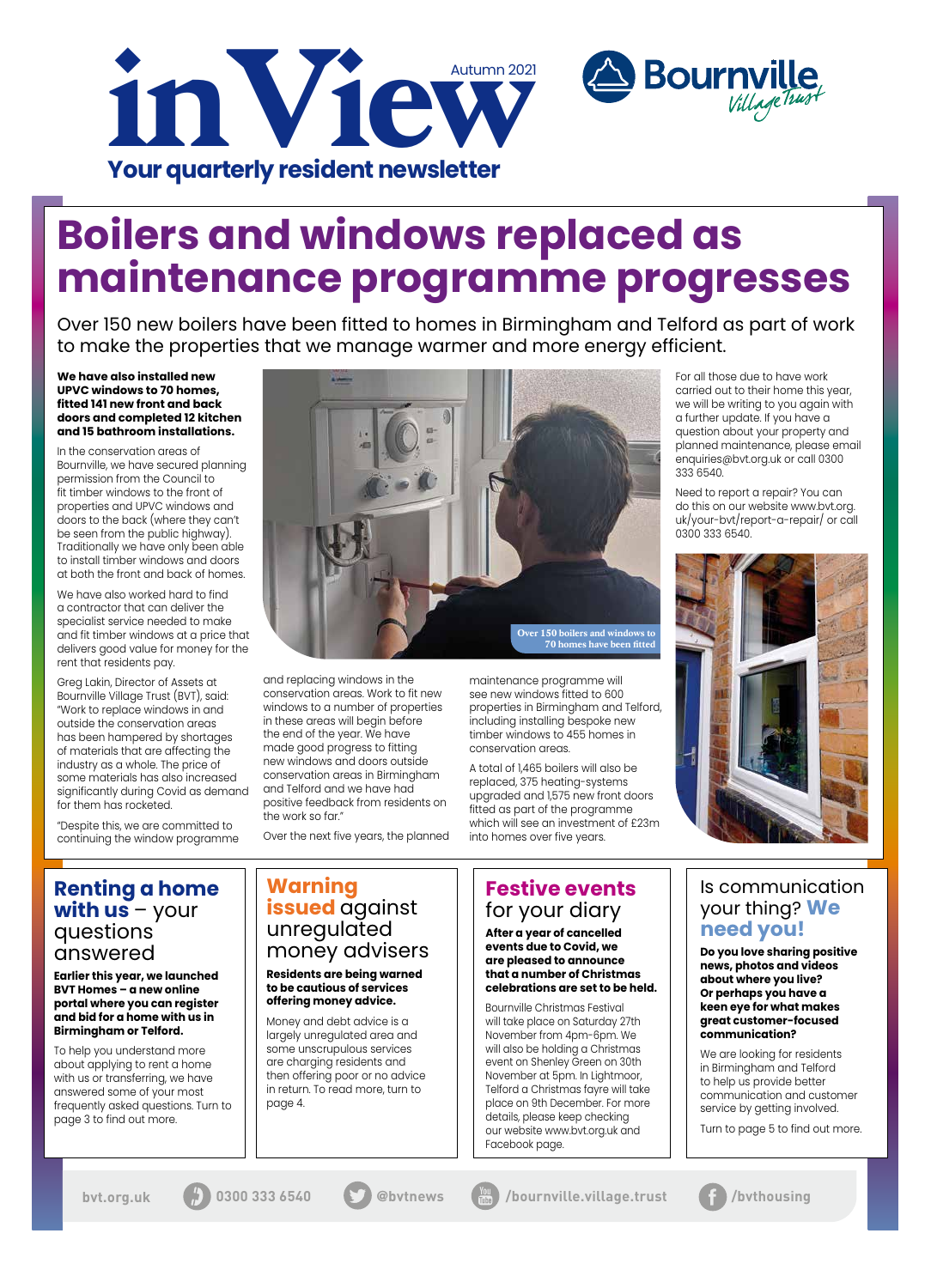# inView

Autumn 2021

Bournville Village Trust

**Your quarterly resident newsletter**

# Boilers and windows replaced as maintenance programme progresses

Over 150 new boilers have been fitted to homes in Birmingham and Telford as part of work to make the properties that we manage warmer and more energy efficient.

**We have also installed new UPVC windows to 70 homes, fitted 141 new front and back doors and completed 12 kitchen and 15 bathroom installations.**

In the conservation areas of Bournville, we have secured planning permission from the Council to fit timber windows to the front of properties and UPVC windows and doors to the back (where they can't be seen from the public highway). Traditionally we have only been able to install timber windows and doors at both the front and back of homes.

We have also worked hard to find a contractor that can deliver the specialist service needed to make and fit timber windows at a price that delivers good value for money for the rent that residents pay.

Greg Lakin, Director of Assets at Bournville Village Trust (BVT), said: "Work to replace windows in and outside the conservation areas has been hampered by shortages of materials that are affecting the industry as a whole. The price of some materials has also increased significantly during Covid as demand for them has rocketed.

"Despite this, we are committed to continuing the window programme and replacing windows in the conservation areas. Work to fit new windows to a number of properties in these areas will begin before the end of the year. We have made good progress to fitting new windows and doors outside conservation areas in Birmingham and Telford and we have had positive feedback from residents on the work so far."

Over 150 boilers and windows to 70 homes have been fitted

Over the next five years, the planned maintenance programme will see new windows fitted to 600 properties in Birmingham and Telford, including installing bespoke new timber windows to 455 homes in conservation areas.

A total of 1,465 boilers will also be replaced, 375 heating-systems upgraded and 1,575 new front doors fitted as part of the programme which will see an investment of £23m into homes over five years.

For all those due to have work carried out to their home this year, we will be writing to you again with a further update. If you have a question about your property and planned maintenance, please email enquiries@bvt.org.uk or call 0300 333 6540.

Need to report a repair? You can do this on our website www.bvt.org.uk/your-bvt/report-a-repair/ or call 0300 333 6540.

## Renting a home with us – your questions answered

**Earlier this year, we launched BVT Homes – a new online portal where you can register and bid for a home with us in Birmingham or Telford.**

To help you understand more about applying to rent a home with us or transferring, we have answered some of your most frequently asked questions. Turn to page 3 to find out more.

## Warning issued against unregulated money advisers

**Residents are being warned to be cautious of services offering money advice.**

Money and debt advice is a largely unregulated area and some unscrupulous services are offering poor or no advice in return. To read more, turn to page 4.

## Festive events for your diary

**After a year of cancelled events due to Covid, we are pleased to announce that a number of Christmas celebrations are set to be held.**

Bournville Christmas Festival will take place on Saturday 27th November from 4pm-6pm. We will also be holding a Christmas event on Shenley Green on 30th November at 5pm. In Lightmoor, Telford a Christmas fayre will take place on 9th December. For more details, please keep checking our website www.bvt.org.uk and Facebook page.

## Is communication your thing? We need you!

**Do you love sharing positive news, photos and videos about where you live? Or perhaps you have a keen eye for what makes great customer-focused communication?**

We are looking for residents in Birmingham and Telford to help us provide better communication and customer service by getting involved.

Turn to page 5 to find out more.

bvt.org.uk | 0300 333 6540 | @bvtnews | /bournville.village.trust | /bvthousing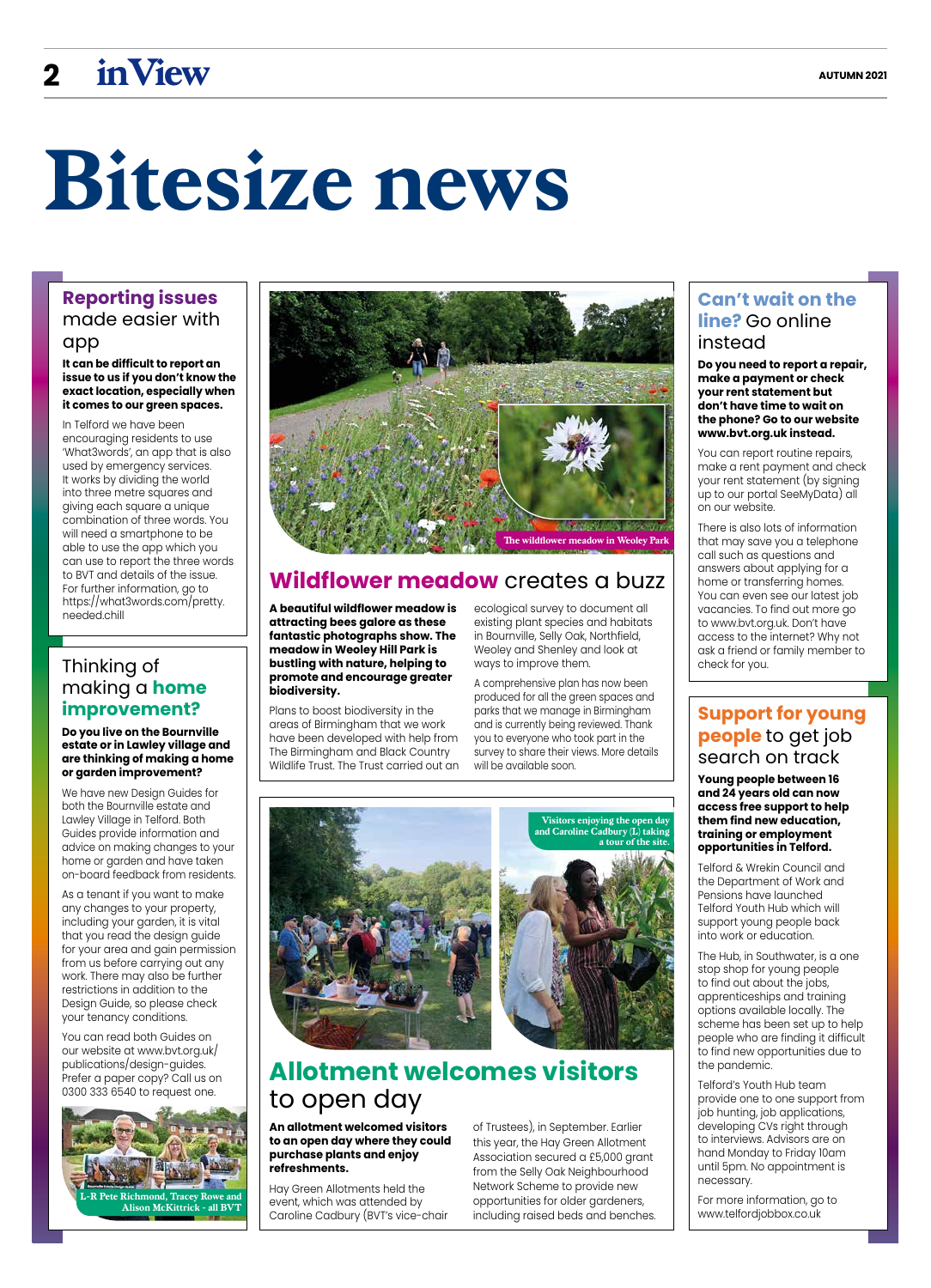# Bitesize news

## Reporting issues made easier with app

**It can be difficult to report an issue to us if you don't know the exact location, especially when it comes to our green spaces.**

In Telford we have been encouraging residents to use 'What3words', an app that is also used by emergency services. It works by dividing the world into three metre squares and giving each square a unique combination of three words. You will need a smartphone to be able to use the app which you can use to report the three words to BVT and details of the issue. For further information, go to https://what3words.com/pretty.needed.chill

## Thinking of making a home improvement?

**Do you live on the Bournville estate or in Lawley village and are thinking of making a home or garden improvement?**

We have new Design Guides for both the Bournville estate and Lawley Village in Telford. Both Guides provide information and advice on making changes to your home or garden and have taken on-board feedback from residents.

As a tenant if you want to make any changes to your property, including your garden, it is vital that you read the design guide for your area and gain permission from us before carrying out any work. There may also be further restrictions in addition to the Design Guide, so please check your tenancy conditions.

You can read both Guides on our website at www.bvt.org.uk/publications/design-guides. Prefer a paper copy? Call us on 0300 333 6540 to request one.

L-R Pete Richmond, Tracey Rowe and Alison McKittrick - all BVT

## Wildflower meadow creates a buzz

The wildflower meadow in Weoley Park

**A beautiful wildflower meadow is attracting bees galore as these fantastic photographs show. The meadow in Weoley Hill Park is bustling with nature, helping to promote and encourage greater biodiversity.**

Plans to boost biodiversity in the areas of Birmingham that we work have been developed with help from The Birmingham and Black Country Wildlife Trust. The Trust carried out an ecological survey to document all existing plant species and habitats in Bournville, Selly Oak, Northfield, Weoley and Shenley and look at ways to improve them.

A comprehensive plan has now been produced for all the green spaces and parks that we manage in Birmingham and is currently being reviewed. Thank you to everyone who took part in the survey to share their views. More details will be available soon.

## Allotment welcomes visitors to open day

Visitors enjoying the open day and Caroline Cadbury (L) taking a tour of the site.

**An allotment welcomed visitors to an open day where they could purchase plants and enjoy refreshments.**

Hay Green Allotments held the event, which was attended by Caroline Cadbury (BVT's vice-chair of Trustees), in September. Earlier this year, the Hay Green Allotment Association secured a £5,000 grant from the Selly Oak Neighbourhood Network Scheme to provide new opportunities for older gardeners, including raised beds and benches.

## Can't wait on the line? Go online instead

**Do you need to report a repair, make a payment or check your rent statement but don't have time to wait on the phone? Go to our website www.bvt.org.uk instead.**

You can report routine repairs, make a rent payment and check your rent statement (by signing up to our portal SeeMyData) all on our website.

There is also lots of information that may save you a telephone call such as questions and answers about applying for a home or transferring homes. You can even see our latest job vacancies. To find out more go to www.bvt.org.uk. Don't have access to the internet? Why not ask a friend or family member to check for you.

## Support for young people to get job search on track

**Young people between 16 and 24 years old can now access free support to help them find new education, training or employment opportunities in Telford.**

Telford & Wrekin Council and the Department of Work and Pensions have launched Telford Youth Hub which will support young people back into work or education.

The Hub, in Southwater, is a one stop shop for young people to find out about the jobs, apprenticeships and training options available locally. The scheme has been set up to help people who are finding it difficult to find new opportunities due to the pandemic.

Telford's Youth Hub team provide one to one support from job hunting, job applications, developing CVs right through to interviews. Advisors are on hand Monday to Friday 10am until 5pm. No appointment is necessary.

For more information, go to www.telfordjobbox.co.uk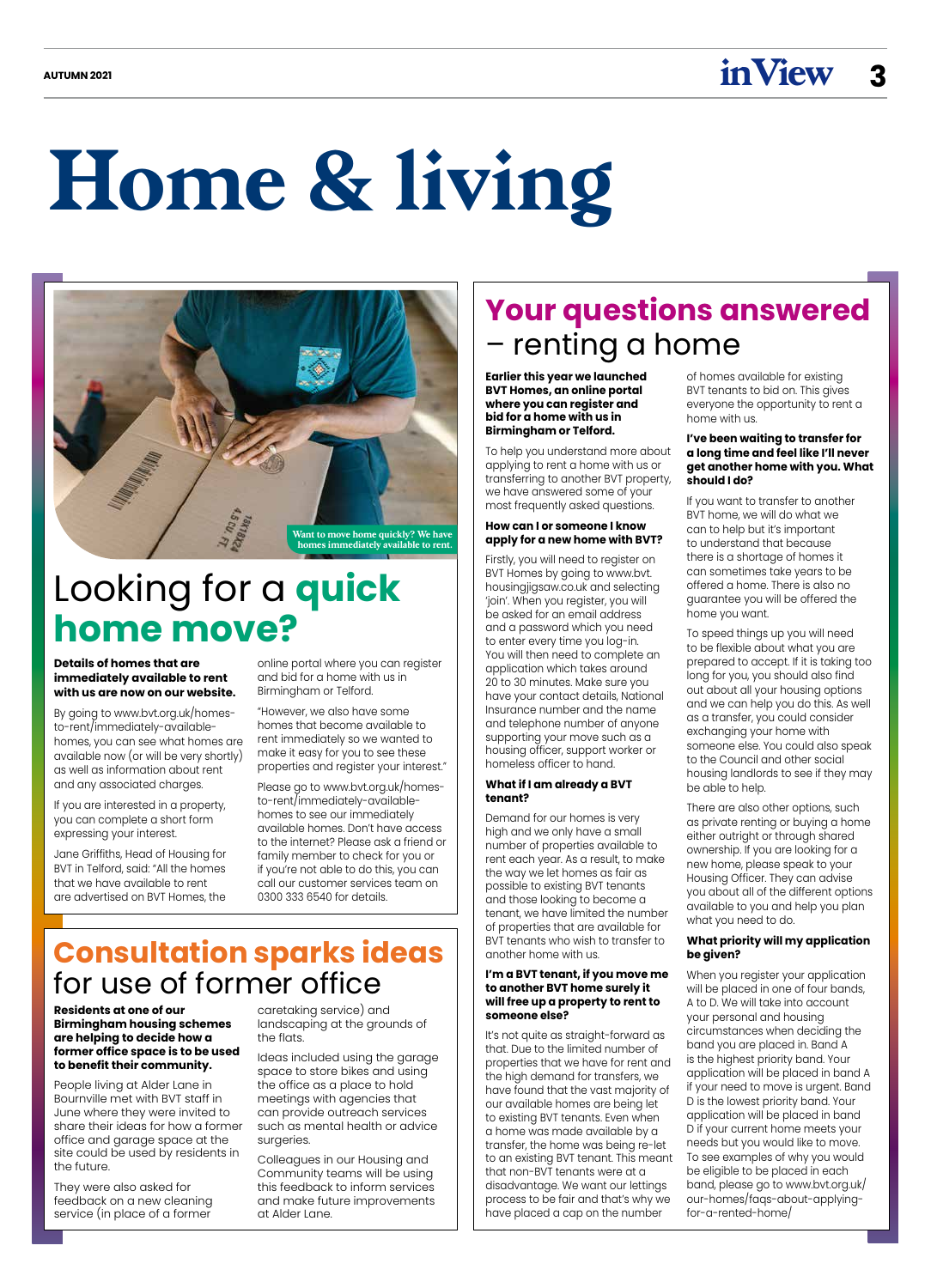# Home & living

Want to move home quickly? We have homes immediately available to rent.

## Looking for a quick home move?

**Details of homes that are immediately available to rent with us are now on our website.**

By going to www.bvt.org.uk/homes-to-rent/immediately-available-homes, you can see what homes are available now (or will be very shortly) as well as information about rent and any associated charges.

If you are interested in a property, you can complete a short form expressing your interest.

Jane Griffiths, Head of Housing for BVT in Telford, said: "All the homes that we have available to rent are advertised on BVT Homes, the online portal where you can register and bid for a home with us in Birmingham or Telford.

"However, we also have some homes that become available to rent immediately so we wanted to make it easy for you to see these properties and register your interest."

Please go to www.bvt.org.uk/homes-to-rent/immediately-available-homes to see our immediately available homes. Don't have access to the internet? Please ask a friend or family member to check for you or if you're not able to do this, you can call our customer services team on 0300 333 6540 for details.

## Consultation sparks ideas for use of former office

**Residents at one of our Birmingham housing schemes are helping to decide how a former office space is to be used to benefit their community.**

People living at Alder Lane in Bournville met with BVT staff in June where they were invited to share their ideas for how a former office and garage space at the site could be used by residents in the future.

They were also asked for feedback on a new cleaning service (in place of a former caretaking service) and landscaping at the grounds of the flats.

Ideas included using the garage space to store bikes and using the office as a place to hold meetings with agencies that can provide outreach services such as mental health or advice surgeries.

Colleagues in our Housing and Community teams will be using this feedback to inform services and make future improvements at Alder Lane.

## Your questions answered – renting a home

**Earlier this year we launched BVT Homes, an online portal where you can register and bid for a home with us in Birmingham or Telford.**

To help you understand more about applying to rent a home with us or transferring to another BVT property, we have answered some of your most frequently asked questions.

### How can I or someone I know apply for a new home with BVT?

Firstly, you will need to register on BVT Homes by going to www.bvt.housingjigsaw.co.uk and selecting 'join'. When you register, you will be asked for an email address and a password which you need to enter every time you log-in. You will then need to complete an application which takes around 20 to 30 minutes. Make sure you have your contact details, National Insurance number and the name and telephone number of anyone supporting your move such as a housing officer, support worker or homeless officer to hand.

### What if I am already a BVT tenant?

Demand for our homes is very high and we only have a small number of properties available to rent each year. As a result, to make the way we let homes as fair as possible to existing BVT tenants and those looking to become a tenant, we have limited the number of properties that are available for BVT tenants who wish to transfer to another home with us.

### I'm a BVT tenant, if you move me to another BVT home surely it will free up a property to rent to someone else?

It's not quite as straight-forward as that. Due to the limited number of properties that we have for rent and the high demand for transfers, we have found that the vast majority of our available homes are being let to existing BVT tenants. Even when a home was made available by a transfer, the home was being re-let to an existing BVT tenant. This meant that non-BVT tenants were at a disadvantage. We want our lettings process to be fair and that's why we have placed a cap on the number of homes available for existing BVT tenants to bid on. This gives everyone the opportunity to rent a home with us.

### I've been waiting to transfer for a long time and feel like I'll never get another home with you. What should I do?

If you want to transfer to another BVT home, we will do what we can to help but it's important to understand that because there is a shortage of homes it can sometimes take years to be offered a home. There is also no guarantee you will be offered the home you want.

To speed things up you will need to be flexible about what you are prepared to accept. If it is taking too long for you, you should also find out about all your housing options and we can help you do this. As well as a transfer, you could consider exchanging your home with someone else. You could also speak to the Council and other social housing landlords to see if they may be able to help.

There are also other options, such as private renting or buying a home either outright or through shared ownership. If you are looking for a new home, please speak to your Housing Officer. They can advise you about all of the different options available to you and help you plan what you need to do.

### What priority will my application be given?

When you register your application will be placed in one of four bands, A to D. We will take into account your personal and housing circumstances when deciding the band you are placed in. Band A is the highest priority band. Your application will be placed in band A if your need to move is urgent. Band D is the lowest priority band. Your application will be placed in band D if your current home meets your needs but you would like to move. To see examples of why you would be eligible to be placed in each band, please go to www.bvt.org.uk/our-homes/faqs-about-applying-for-a-rented-home/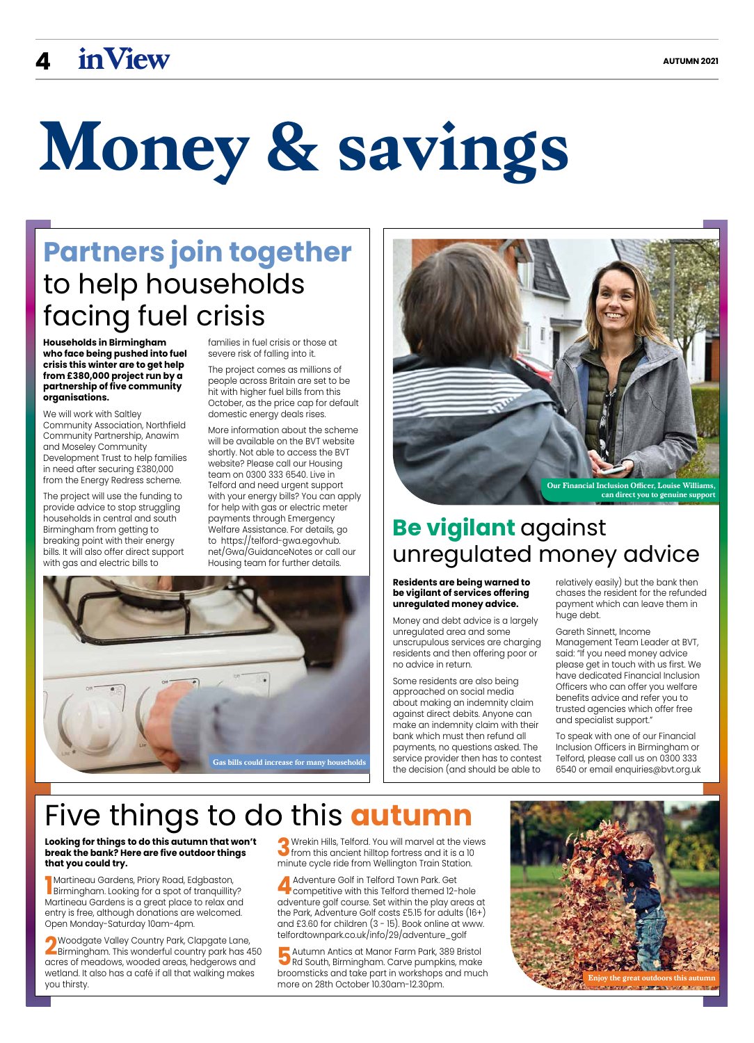# Money & savings

## Partners join together to help households facing fuel crisis

**Households in Birmingham who face being pushed into fuel crisis this winter are to get help from £380,000 project run by a partnership of five community organisations.**

We will work with Saltley Community Association, Northfield Community Partnership, Anawim and Moseley Community Development Trust to help families in need after securing £380,000 from the Energy Redress scheme.

The project will use the funding to provide advice to stop struggling households in central and south Birmingham from getting to breaking point with their energy bills. It will also offer direct support with gas and electric bills to families in fuel crisis or those at severe risk of falling into it.

The project comes as millions of people across Britain are set to be hit with higher fuel bills from this October, as the price cap for default domestic energy deals rises.

More information about the scheme will be available on the BVT website shortly. Not able to access the BVT website? Please call our Housing team on 0300 333 6540. Live in Telford and need urgent support with your energy bills? You can apply for help with gas or electric meter payments through Emergency Welfare Assistance. For details, go to https://telford-gwa.egovhub.net/Gwa/GuidanceNotes or call our Housing team for further details.

Gas bills could increase for many households

Our Financial Inclusion Officer, Louise Williams, can direct you to genuine support

## Be vigilant against unregulated money advice

**Residents are being warned to be vigilant of services offering unregulated money advice.**

Money and debt advice is a largely unregulated area and some unscrupulous services are charging residents and then offering poor or no advice in return.

Some residents are also being approached on social media about making an indemnity claim against direct debits. Anyone can make an indemnity claim with their bank which must then refund all payments, no questions asked. The service provider then has to contest the decision (and should be able to relatively easily) but the bank then chases the resident for the refunded payment which can leave them in huge debt.

Gareth Sinnett, Income Management Team Leader at BVT, said: "If you need money advice please get in touch with us first. We have dedicated Financial Inclusion Officers who can offer you welfare benefits advice and refer you to trusted agencies which offer free and specialist support."

To speak with one of our Financial Inclusion Officers in Birmingham or Telford, please call us on 0300 333 6540 or email enquiries@bvt.org.uk

## Five things to do this autumn

**Looking for things to do this autumn that won't break the bank? Here are five outdoor things that you could try.**

1. Martineau Gardens, Priory Road, Edgbaston, Birmingham. Looking for a spot of tranquillity? Martineau Gardens is a great place to relax and entry is free, although donations are welcomed. Open Monday-Saturday 10am-4pm.
2. Woodgate Valley Country Park, Clapgate Lane, Birmingham. This wonderful country park has 450 acres of meadows, wooded areas, hedgerows and wetland. It also has a café if all that walking makes you thirsty.
3. Wrekin Hills, Telford. You will marvel at the views from this ancient hilltop fortress and it is a 10 minute cycle ride from Wellington Train Station.
4. Adventure Golf in Telford Town Park. Get competitive with this Telford themed 12-hole adventure golf course. Set within the play areas at the Park, Adventure Golf costs £5.15 for adults (16+) and £3.60 for children (3 - 15). Book online at www.telfordtownpark.co.uk/info/29/adventure_golf
5. Autumn Antics at Manor Farm Park, 389 Bristol Rd South, Birmingham. Carve pumpkins, make broomsticks and take part in workshops and much more on 28th October 10.30am-12.30pm.

Enjoy the great outdoors this autumn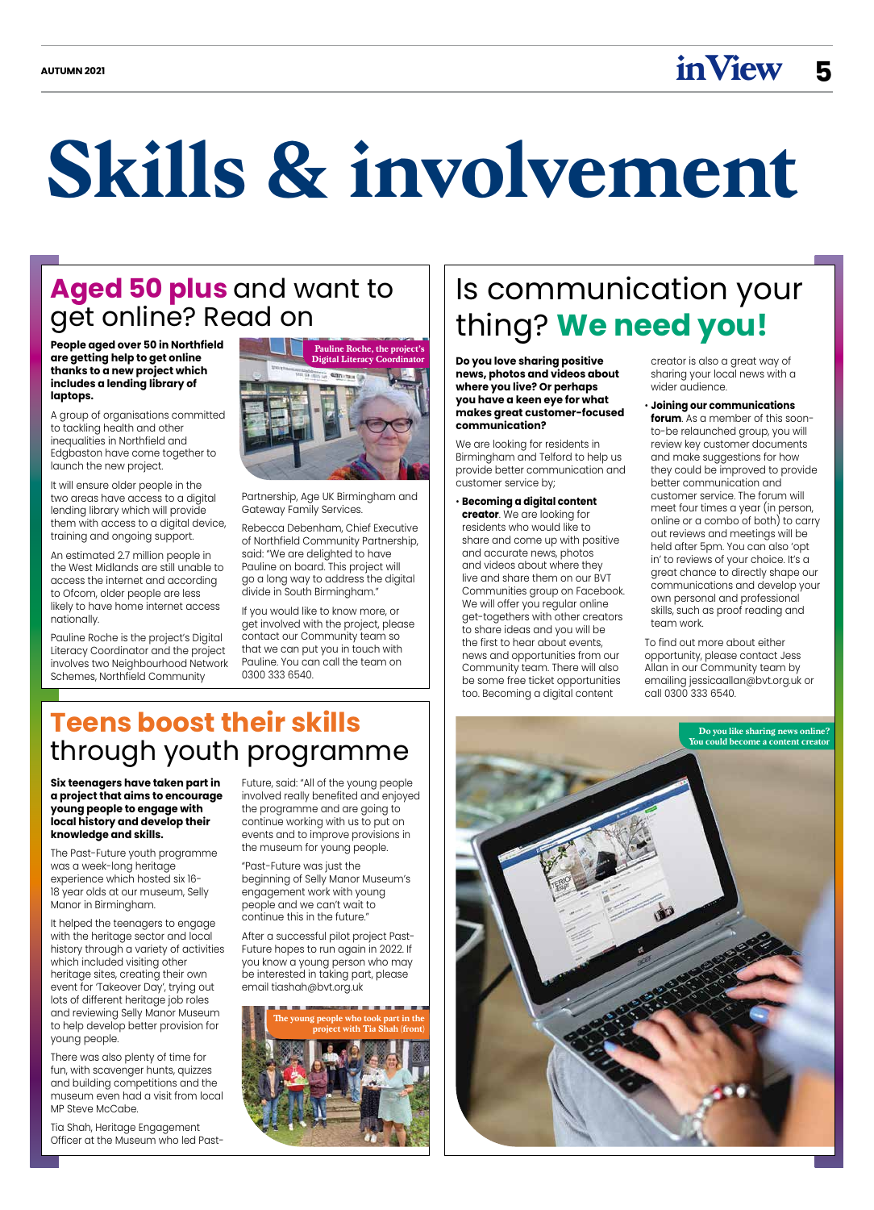# Skills & involvement

## Aged 50 plus and want to get online? Read on

**People aged over 50 in Northfield are getting help to get online thanks to a new project which includes a lending library of laptops.**

A group of organisations committed to tackling health and other inequalities in Northfield and Edgbaston have come together to launch the new project.

It will ensure older people in the two areas have access to a digital lending library which will provide them with access to a digital device, training and ongoing support.

An estimated 2.7 million people in the West Midlands are still unable to access the internet and according to Ofcom, older people are less likely to have home internet access nationally.

Pauline Roche is the project's Digital Literacy Coordinator and the project involves two Neighbourhood Network Schemes, Northfield Community Partnership, Age UK Birmingham and Gateway Family Services.

Pauline Roche, the project's Digital Literacy Coordinator

Rebecca Debenham, Chief Executive of Northfield Community Partnership, said: "We are delighted to have Pauline on board. This project will go a long way to address the digital divide in South Birmingham."

If you would like to know more, or get involved with the project, please contact our Community team so that we can put you in touch with Pauline. You can call the team on 0300 333 6540.

## Teens boost their skills through youth programme

**Six teenagers have taken part in a project that aims to encourage young people to engage with local history and develop their knowledge and skills.**

The Past-Future youth programme was a week-long heritage experience which hosted six 16-18 year olds at our museum, Selly Manor in Birmingham.

It helped the teenagers to engage with the heritage sector and local history through a variety of activities which included visiting other heritage sites, creating their own event for 'Takeover Day', trying out lots of different heritage job roles and reviewing Selly Manor Museum to help develop better provision for young people.

There was also plenty of time for fun, with scavenger hunts, quizzes and building competitions and the museum even had a visit from local MP Steve McCabe.

Tia Shah, Heritage Engagement Officer at the Museum who led Past-Future, said: "All of the young people involved really benefited and enjoyed the programme and are going to continue working with us to put on events and to improve provisions in the museum for young people.

"Past-Future was just the beginning of Selly Manor Museum's engagement work with young people and we can't wait to continue this in the future."

After a successful pilot project Past-Future hopes to run again in 2022. If you know a young person who may be interested in taking part, please email tiashah@bvt.org.uk

The young people who took part in the project with Tia Shah (front)

## Is communication your thing? We need you!

**Do you love sharing positive news, photos and videos about where you live? Or perhaps you have a keen eye for what makes great customer-focused communication?**

We are looking for residents in Birmingham and Telford to help us provide better communication and customer service by;

- **Becoming a digital content creator**. We are looking for residents who would like to share and come up with positive and accurate news, photos and videos about where they live and share them on our BVT Communities group on Facebook. We will offer you regular online get-togethers with other creators to share ideas and you will be the first to hear about events, news and opportunities from our Community team. There will also be some free ticket opportunities too. Becoming a digital content creator is also a great way of sharing your local news with a wider audience.
- **Joining our communications forum**. As a member of this soon-to-be relaunched group, you will review key customer documents and make suggestions for how they could be improved to provide better communication and customer service. The forum will meet four times a year (in person, online or a combo of both) to carry out reviews and meetings will be held after 5pm. You can also 'opt in' to reviews of your choice. It's a great chance to directly shape our communications and develop your own personal and professional skills, such as proof reading and team work.

To find out more about either opportunity, please contact Jess Allan in our Community team by emailing jessicaallan@bvt.org.uk or call 0300 333 6540.

Do you like sharing news online? You could become a content creator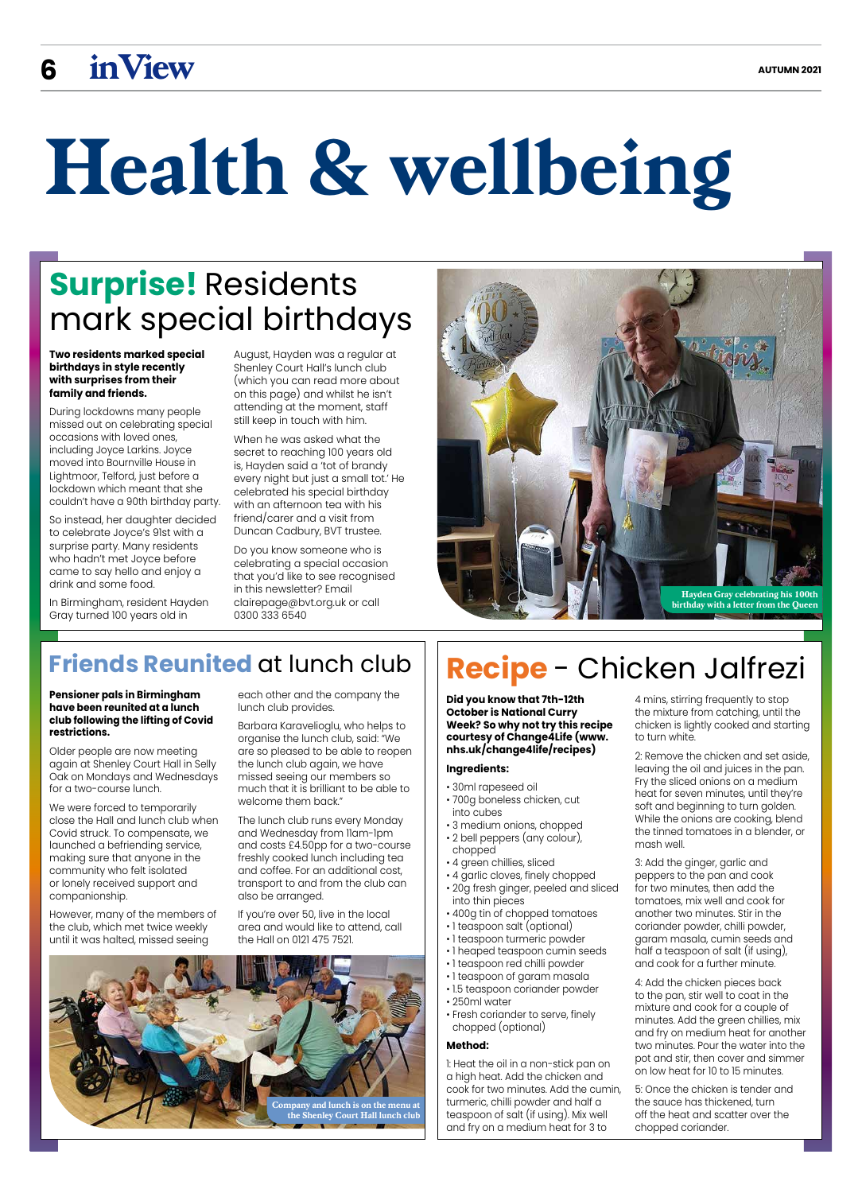# Health & wellbeing

## Surprise! Residents mark special birthdays

**Two residents marked special birthdays in style recently with surprises from their family and friends.**

During lockdowns many people missed out on celebrating special occasions with loved ones, including Joyce Larkins. Joyce moved into Bournville House in Lightmoor, Telford, just before a lockdown which meant that she couldn't have a 90th birthday party.

So instead, her daughter decided to celebrate Joyce's 91st with a surprise party. Many residents who hadn't met Joyce before came to say hello and enjoy a drink and some food.

In Birmingham, resident Hayden Gray turned 100 years old in August, Hayden was a regular at Shenley Court Hall's lunch club (which you can read more about on this page) and whilst he isn't attending at the moment, staff still keep in touch with him.

When he was asked what the secret to reaching 100 years old is, Hayden said a 'tot of brandy every night but just a small tot.' He celebrated his special birthday with an afternoon tea with his friend/carer and a visit from Duncan Cadbury, BVT trustee.

Do you know someone who is celebrating a special occasion that you'd like to see recognised in this newsletter? Email clairepage@bvt.org.uk or call 0300 333 6540

Hayden Gray celebrating his 100th birthday with a letter from the Queen

## Friends Reunited at lunch club

**Pensioner pals in Birmingham have been reunited at a lunch club following the lifting of Covid restrictions.**

Older people are now meeting again at Shenley Court Hall in Selly Oak on Mondays and Wednesdays for a two-course lunch.

We were forced to temporarily close the Hall and lunch club when Covid struck. To compensate, we launched a befriending service, making sure that anyone in the community who felt isolated or lonely received support and companionship.

However, many of the members of the club, which met twice weekly until it was halted, missed seeing each other and the company the lunch club provides.

Barbara Karavelioglu, who helps to organise the lunch club, said: "We are so pleased to be able to reopen the lunch club again, we have missed seeing our members so much that it is brilliant to be able to welcome them back."

The lunch club runs every Monday and Wednesday from 11am-1pm and costs £4.50pp for a two-course freshly cooked lunch including tea and coffee. For an additional cost, transport to and from the club can also be arranged.

If you're over 50, live in the local area and would like to attend, call the Hall on 0121 475 7521.

Company and lunch is on the menu at the Shenley Court Hall lunch club

## Recipe - Chicken Jalfrezi

**Did you know that 7th-12th October is National Curry Week? So why not try this recipe courtesy of Change4Life (www.nhs.uk/change4life/recipes)**

### Ingredients:

- 30ml rapeseed oil
- 700g boneless chicken, cut into cubes
- 3 medium onions, chopped
- 2 bell peppers (any colour), chopped
- 4 green chillies, sliced
- 4 garlic cloves, finely chopped
- 20g fresh ginger, peeled and sliced into thin pieces
- 400g tin of chopped tomatoes
- 1 teaspoon salt (optional)
- 1 teaspoon turmeric powder
- 1 heaped teaspoon cumin seeds
- 1 teaspoon red chilli powder
- 1 teaspoon of garam masala
- 1.5 teaspoon coriander powder
- 250ml water
- Fresh coriander to serve, finely chopped (optional)

### Method:

1: Heat the oil in a non-stick pan on a high heat. Add the chicken and cook for two minutes. Add the cumin, turmeric, chilli powder and half a teaspoon of salt (if using). Mix well and fry on a medium heat for 3 to 4 mins, stirring frequently to stop the mixture from catching, until the chicken is lightly cooked and starting to turn white.

2: Remove the chicken and set aside, leaving the oil and juices in the pan. Fry the sliced onions on a medium heat for seven minutes, until they're soft and beginning to turn golden. While the onions are cooking, blend the tinned tomatoes in a blender, or mash well.

3: Add the ginger, garlic and peppers to the pan and cook for two minutes, then add the tomatoes, mix well and cook for another two minutes. Stir in the coriander powder, chilli powder, garam masala, cumin seeds and half a teaspoon of salt (if using), and cook for a further minute.

4: Add the chicken pieces back to the pan, stir well to coat in the mixture and cook for a couple of minutes. Add the green chillies, mix and fry on medium heat for another two minutes. Pour the water into the pot and stir, then cover and simmer on low heat for 10 to 15 minutes.

5: Once the chicken is tender and the sauce has thickened, turn off the heat and scatter over the chopped coriander.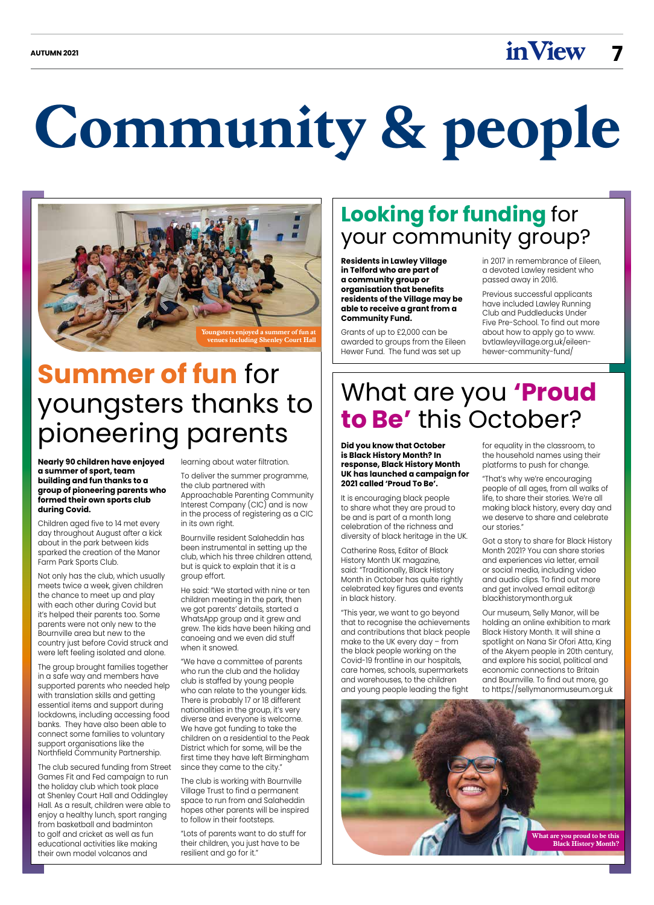# Community & people

Youngsters enjoyed a summer of fun at venues including Shenley Court Hall

## Summer of fun for youngsters thanks to pioneering parents

**Nearly 90 children have enjoyed a summer of sport, team building and fun thanks to a group of pioneering parents who formed their own sports club during Covid.**

Children aged five to 14 met every day throughout August after a kick about in the park between kids sparked the creation of the Manor Farm Park Sports Club.

Not only has the club, which usually meets twice a week, given children the chance to meet up and play with each other during Covid but it's helped their parents too. Some parents were not only new to the Bournville area but new to the country just before Covid struck and were left feeling isolated and alone.

The group brought families together in a safe way and members have supported parents who needed help with translation skills and getting essential items and support during lockdowns, including accessing food banks. They have also been able to connect some families to voluntary support organisations like the Northfield Community Partnership.

The club secured funding from Street Games Fit and Fed campaign to run the holiday club which took place at Shenley Court Hall and Oddingley Hall. As a result, children were able to enjoy a healthy lunch, sport ranging from basketball and badminton to golf and cricket as well as fun educational activities like making their own model volcanos and learning about water filtration.

To deliver the summer programme, the club partnered with Approachable Parenting Community Interest Company (CIC) and is now in the process of registering as a CIC in its own right.

Bournville resident Salaheddin has been instrumental in setting up the club, which his three children attend, but is quick to explain that it is a group effort.

He said: "We started with nine or ten children meeting in the park, then we got parents' details, started a WhatsApp group and it grew and grew. The kids have been hiking and canoeing and we even did stuff when it snowed.

"We have a committee of parents who run the club and the holiday club is staffed by young people who can relate to the younger kids. There is probably 17 or 18 different nationalities in the group, it's very diverse and everyone is welcome. We have got funding to take the children on a residential to the Peak District which for some, will be the first time they have left Birmingham since they came to the city."

The club is working with Bournville Village Trust to find a permanent space to run from and Salaheddin hopes other parents will be inspired to follow in their footsteps.

"Lots of parents want to do stuff for their children, you just have to be resilient and go for it."

## Looking for funding for your community group?

**Residents in Lawley Village in Telford who are part of a community group or organisation that benefits residents of the Village may be able to receive a grant from a Community Fund.**

Grants of up to £2,000 can be awarded to groups from the Eileen Hewer Fund. The fund was set up in 2017 in remembrance of Eileen, a devoted Lawley resident who passed away in 2016.

Previous successful applicants have included Lawley Running Club and Puddleducks Under Five Pre-School. To find out more about how to apply go to www.bvtlawleyvillage.org.uk/eileen-hewer-community-fund/

## What are you 'Proud to Be' this October?

**Did you know that October is Black History Month? In response, Black History Month UK has launched a campaign for 2021 called 'Proud To Be'.**

It is encouraging black people to share what they are proud to be and is part of a month long celebration of the richness and diversity of black heritage in the UK.

Catherine Ross, Editor of Black History Month UK magazine, said: "Traditionally, Black History Month in October has quite rightly celebrated key figures and events in black history.

"This year, we want to go beyond that to recognise the achievements and contributions that black people make to the UK every day – from the black people working on the Covid-19 frontline in our hospitals, care homes, schools, supermarkets and warehouses, to the children and young people leading the fight for equality in the classroom, to the household names using their platforms to push for change.

"That's why we're encouraging people of all ages, from all walks of life, to share their stories. We're all making black history, every day and we deserve to share and celebrate our stories."

Got a story to share for Black History Month 2021? You can share stories and experiences via letter, email or social media, including video and audio clips. To find out more and get involved email editor@blackhistorymonth.org.uk

Our museum, Selly Manor, will be holding an online exhibition to mark Black History Month. It will shine a spotlight on Nana Sir Ofori Atta, King of the Akyem people in 20th century, and explore his social, political and economic connections to Britain and Bournville. To find out more, go to https://sellymanormuseum.org.uk

What are you proud to be this Black History Month?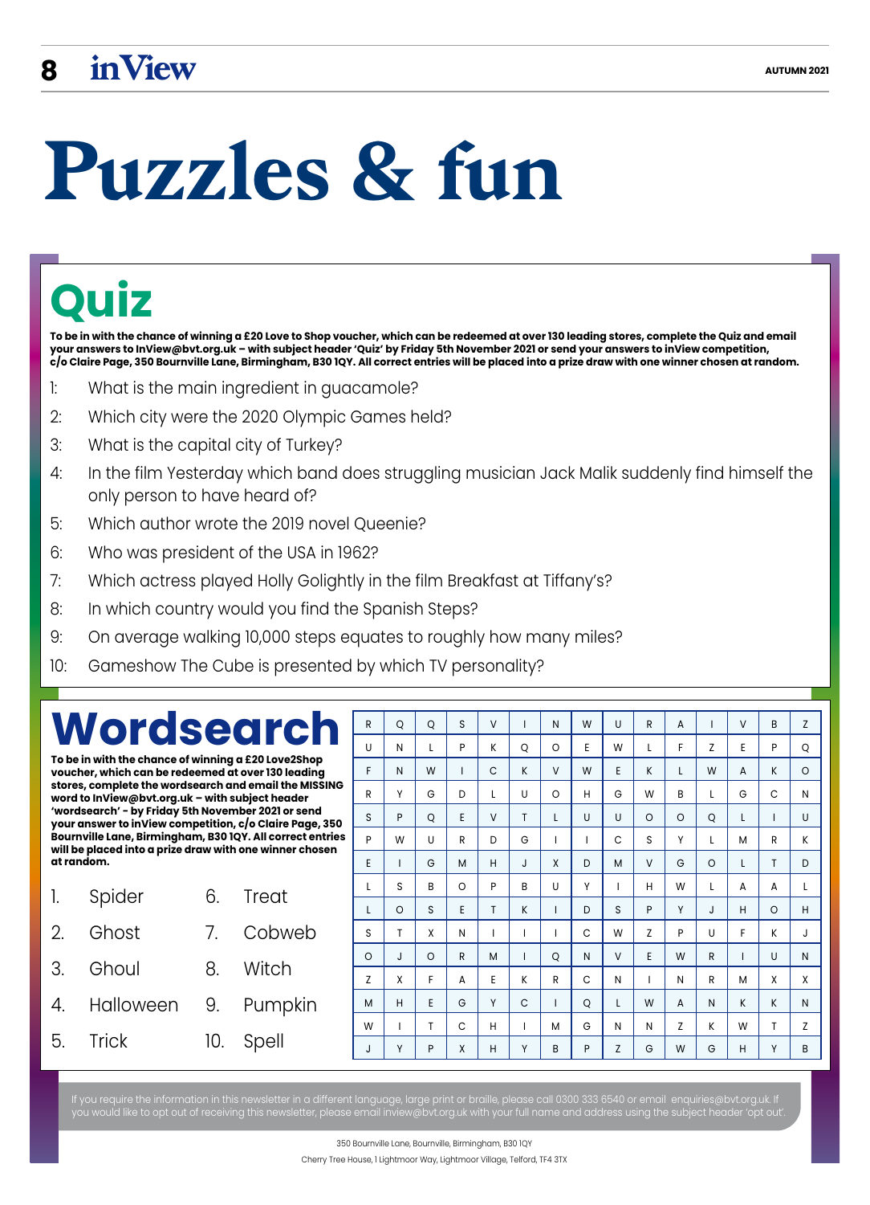# Puzzles & fun

## Quiz

**To be in with the chance of winning a £20 Love to Shop voucher, which can be redeemed at over 130 leading stores, complete the Quiz and email your answers to InView@bvt.org.uk – with subject header 'Quiz' by Friday 5th November 2021 or send your answers to inView competition, c/o Claire Page, 350 Bournville Lane, Birmingham, B30 1QY. All correct entries will be placed into a prize draw with one winner chosen at random.**

1: What is the main ingredient in guacamole?

2: Which city were the 2020 Olympic Games held?

3: What is the capital city of Turkey?

4: In the film Yesterday which band does struggling musician Jack Malik suddenly find himself the only person to have heard of?

5: Which author wrote the 2019 novel Queenie?

6: Who was president of the USA in 1962?

7: Which actress played Holly Golightly in the film Breakfast at Tiffany's?

8: In which country would you find the Spanish Steps?

9: On average walking 10,000 steps equates to roughly how many miles?

10: Gameshow The Cube is presented by which TV personality?

## Wordsearch

**To be in with the chance of winning a £20 Love2Shop voucher, which can be redeemed at over 130 leading stores, complete the wordsearch and email the MISSING word to InView@bvt.org.uk – with subject header 'wordsearch' - by Friday 5th November 2021 or send your answer to inView competition, c/o Claire Page, 350 Bournville Lane, Birmingham, B30 1QY. All correct entries will be placed into a prize draw with one winner chosen at random.**

1. Spider
2. Ghost
3. Ghoul
4. Halloween
5. Trick
6. Treat
7. Cobweb
8. Witch
9. Pumpkin
10. Spell

| | | | | | | | | | | | | | | |
|---|---|---|---|---|---|---|---|---|---|---|---|---|---|---|
| R | Q | Q | S | V | I | N | W | U | R | A | I | V | B | Z |
| U | N | L | P | K | Q | O | E | W | L | F | Z | E | P | Q |
| F | N | W | I | C | K | V | W | E | K | L | W | A | K | O |
| R | Y | G | D | L | U | O | H | G | W | B | L | G | C | N |
| S | P | Q | E | V | T | L | U | U | O | O | Q | L | I | U |
| P | W | U | R | D | G | I | I | C | S | Y | L | M | R | K |
| E | I | G | M | H | J | X | D | M | V | G | O | L | T | D |
| L | S | B | O | P | B | U | Y | I | H | W | L | A | A | L |
| L | O | S | E | T | K | I | D | S | P | Y | J | H | O | H |
| S | T | X | N | I | I | I | C | W | Z | P | U | F | K | J |
| O | J | O | R | M | I | Q | N | V | E | W | R | I | U | N |
| Z | X | F | A | E | K | R | C | N | I | N | R | M | X | X |
| M | H | E | G | Y | C | I | Q | L | W | A | N | K | K | N |
| W | I | T | C | H | I | M | G | N | N | Z | K | W | T | Z |
| J | Y | P | X | H | Y | B | P | Z | G | W | G | H | Y | B |

If you require the information in this newsletter in a different language, large print or braille, please call 0300 333 6540 or email enquiries@bvt.org.uk. If you would like to opt out of receiving this newsletter, please email inview@bvt.org.uk with your full name and address using the subject header 'opt out'.

350 Bournville Lane, Bournville, Birmingham, B30 1QY

Cherry Tree House, 1 Lightmoor Way, Lightmoor Village, Telford, TF4 3TX